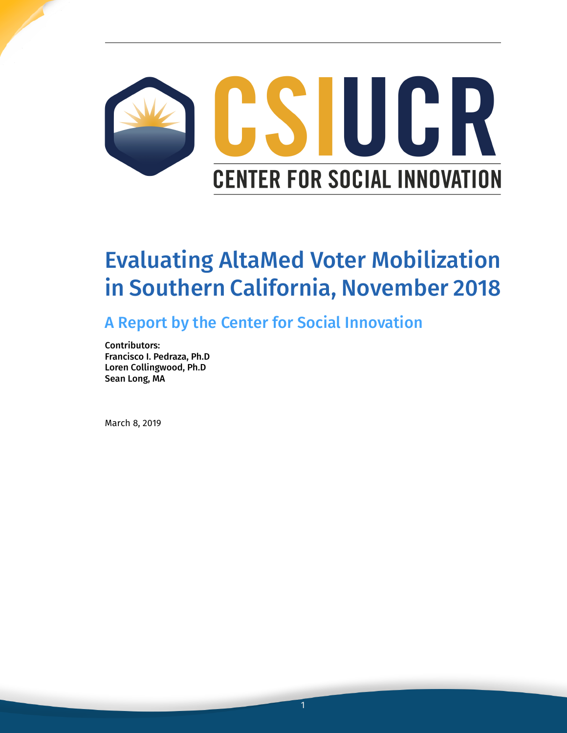CSI UCR

CENTER FOR SOCIAL INNOVATION

# Evaluating AltaMed Voter Mobilization in Southern California, November 2018

## A Report by the Center for Social Innovation

**Contributors:**
**Francisco I. Pedraza, Ph.D**
**Loren Collingwood, Ph.D**
**Sean Long, MA**

March 8, 2019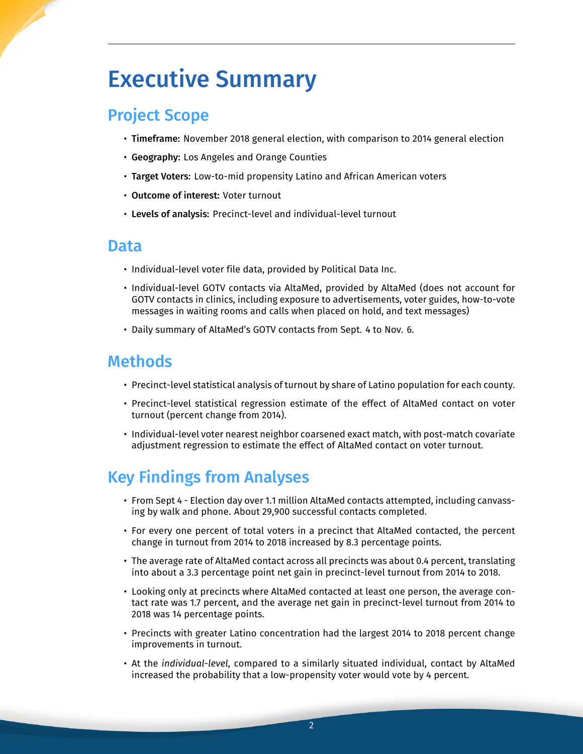# Executive Summary

## Project Scope

- **Timeframe:** November 2018 general election, with comparison to 2014 general election
- **Geography:** Los Angeles and Orange Counties
- **Target Voters:** Low-to-mid propensity Latino and African American voters
- **Outcome of interest:** Voter turnout
- **Levels of analysis:** Precinct-level and individual-level turnout

## Data

- Individual-level voter file data, provided by Political Data Inc.
- Individual-level GOTV contacts via AltaMed, provided by AltaMed (does not account for GOTV contacts in clinics, including exposure to advertisements, voter guides, how-to-vote messages in waiting rooms and calls when placed on hold, and text messages)
- Daily summary of AltaMed's GOTV contacts from Sept. 4 to Nov. 6.

## Methods

- Precinct-level statistical analysis of turnout by share of Latino population for each county.
- Precinct-level statistical regression estimate of the effect of AltaMed contact on voter turnout (percent change from 2014).
- Individual-level voter nearest neighbor coarsened exact match, with post-match covariate adjustment regression to estimate the effect of AltaMed contact on voter turnout.

## Key Findings from Analyses

- From Sept 4 - Election day over 1.1 million AltaMed contacts attempted, including canvassing by walk and phone. About 29,900 successful contacts completed.
- For every one percent of total voters in a precinct that AltaMed contacted, the percent change in turnout from 2014 to 2018 increased by 8.3 percentage points.
- The average rate of AltaMed contact across all precincts was about 0.4 percent, translating into about a 3.3 percentage point net gain in precinct-level turnout from 2014 to 2018.
- Looking only at precincts where AltaMed contacted at least one person, the average contact rate was 1.7 percent, and the average net gain in precinct-level turnout from 2014 to 2018 was 14 percentage points.
- Precincts with greater Latino concentration had the largest 2014 to 2018 percent change improvements in turnout.
- At the *individual-level*, compared to a similarly situated individual, contact by AltaMed increased the probability that a low-propensity voter would vote by 4 percent.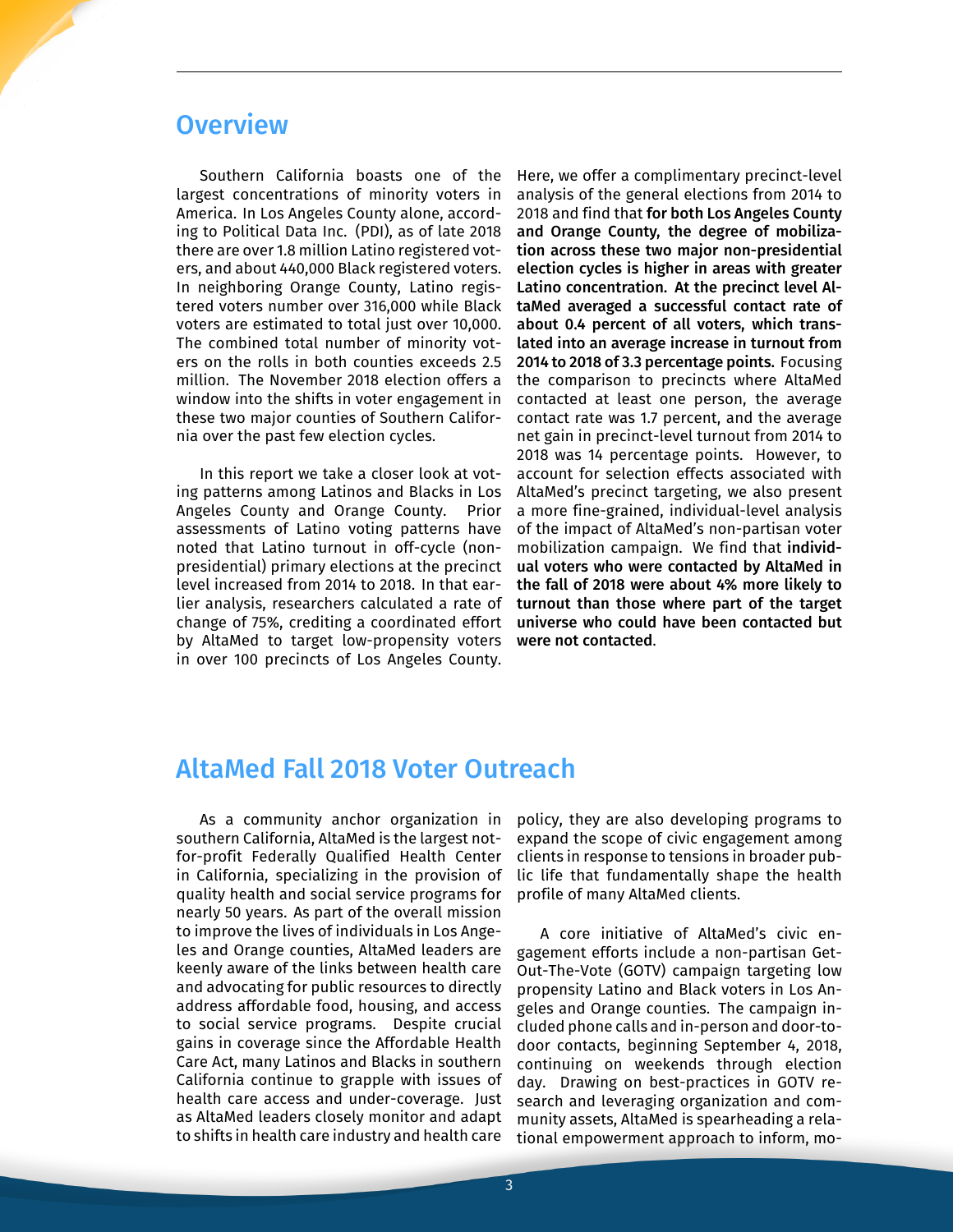## Overview

Southern California boasts one of the largest concentrations of minority voters in America. In Los Angeles County alone, according to Political Data Inc. (PDI), as of late 2018 there are over 1.8 million Latino registered voters, and about 440,000 Black registered voters. In neighboring Orange County, Latino registered voters number over 316,000 while Black voters are estimated to total just over 10,000. The combined total number of minority voters on the rolls in both counties exceeds 2.5 million. The November 2018 election offers a window into the shifts in voter engagement in these two major counties of Southern California over the past few election cycles.

In this report we take a closer look at voting patterns among Latinos and Blacks in Los Angeles County and Orange County. Prior assessments of Latino voting patterns have noted that Latino turnout in off-cycle (non-presidential) primary elections at the precinct level increased from 2014 to 2018. In that earlier analysis, researchers calculated a rate of change of 75%, crediting a coordinated effort by AltaMed to target low-propensity voters in over 100 precincts of Los Angeles County. Here, we offer a complimentary precinct-level analysis of the general elections from 2014 to 2018 and find that **for both Los Angeles County and Orange County, the degree of mobilization across these two major non-presidential election cycles is higher in areas with greater Latino concentration. At the precinct level AltaMed averaged a successful contact rate of about 0.4 percent of all voters, which translated into an average increase in turnout from 2014 to 2018 of 3.3 percentage points.** Focusing the comparison to precincts where AltaMed contacted at least one person, the average contact rate was 1.7 percent, and the average net gain in precinct-level turnout from 2014 to 2018 was 14 percentage points. However, to account for selection effects associated with AltaMed's precinct targeting, we also present a more fine-grained, individual-level analysis of the impact of AltaMed's non-partisan voter mobilization campaign. We find that **individual voters who were contacted by AltaMed in the fall of 2018 were about 4% more likely to turnout than those where part of the target universe who could have been contacted but were not contacted**.

## AltaMed Fall 2018 Voter Outreach

As a community anchor organization in southern California, AltaMed is the largest not-for-profit Federally Qualified Health Center in California, specializing in the provision of quality health and social service programs for nearly 50 years. As part of the overall mission to improve the lives of individuals in Los Angeles and Orange counties, AltaMed leaders are keenly aware of the links between health care and advocating for public resources to directly address affordable food, housing, and access to social service programs. Despite crucial gains in coverage since the Affordable Health Care Act, many Latinos and Blacks in southern California continue to grapple with issues of health care access and under-coverage. Just as AltaMed leaders closely monitor and adapt to shifts in health care industry and health care policy, they are also developing programs to expand the scope of civic engagement among clients in response to tensions in broader public life that fundamentally shape the health profile of many AltaMed clients.

A core initiative of AltaMed's civic engagement efforts include a non-partisan Get-Out-The-Vote (GOTV) campaign targeting low propensity Latino and Black voters in Los Angeles and Orange counties. The campaign included phone calls and in-person and door-to-door contacts, beginning September 4, 2018, continuing on weekends through election day. Drawing on best-practices in GOTV research and leveraging organization and community assets, AltaMed is spearheading a relational empowerment approach to inform, mo-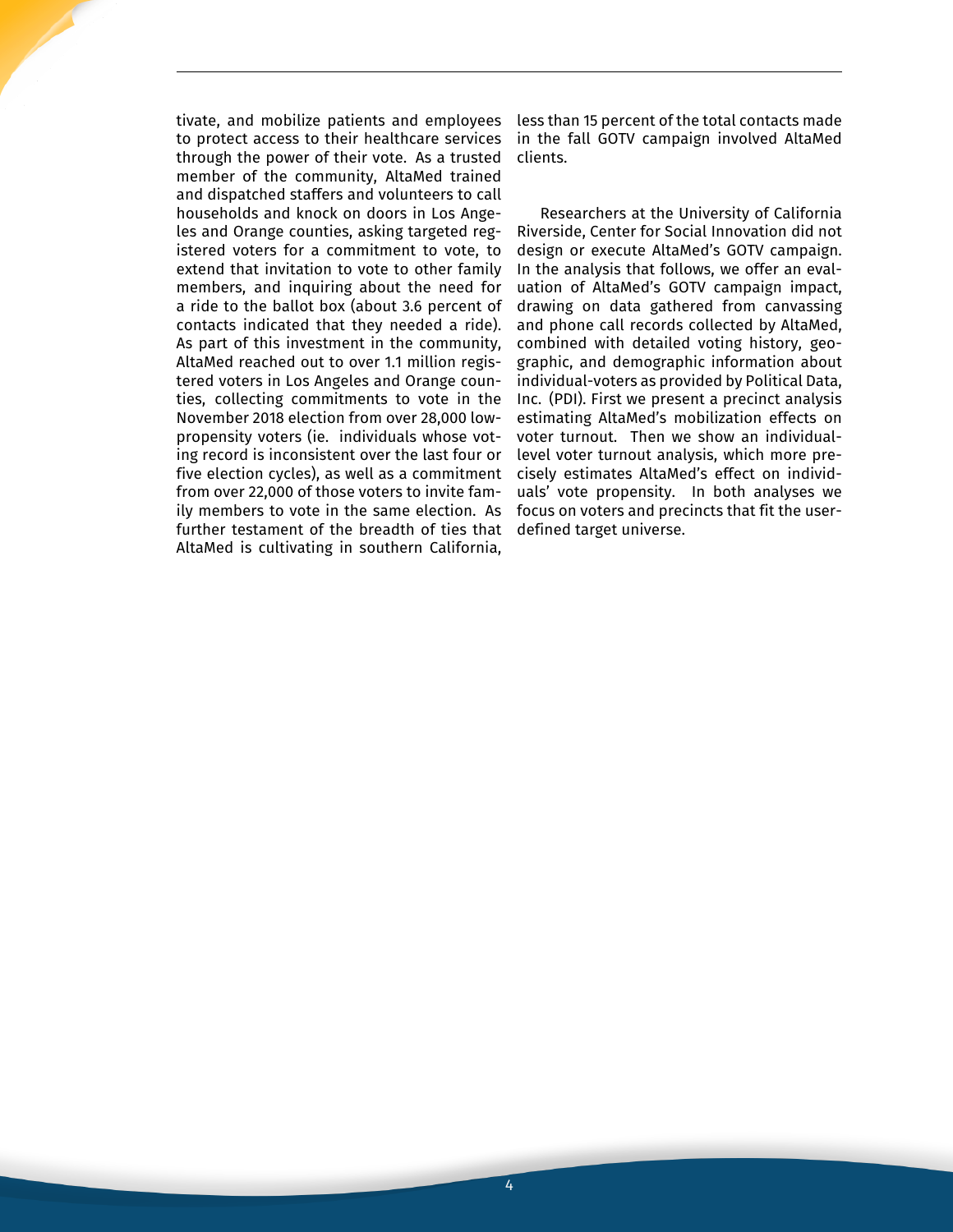tivate, and mobilize patients and employees to protect access to their healthcare services through the power of their vote. As a trusted member of the community, AltaMed trained and dispatched staffers and volunteers to call households and knock on doors in Los Angeles and Orange counties, asking targeted registered voters for a commitment to vote, to extend that invitation to vote to other family members, and inquiring about the need for a ride to the ballot box (about 3.6 percent of contacts indicated that they needed a ride). As part of this investment in the community, AltaMed reached out to over 1.1 million registered voters in Los Angeles and Orange counties, collecting commitments to vote in the November 2018 election from over 28,000 low-propensity voters (ie. individuals whose voting record is inconsistent over the last four or five election cycles), as well as a commitment from over 22,000 of those voters to invite family members to vote in the same election. As further testament of the breadth of ties that AltaMed is cultivating in southern California, less than 15 percent of the total contacts made in the fall GOTV campaign involved AltaMed clients.

Researchers at the University of California Riverside, Center for Social Innovation did not design or execute AltaMed's GOTV campaign. In the analysis that follows, we offer an evaluation of AltaMed's GOTV campaign impact, drawing on data gathered from canvassing and phone call records collected by AltaMed, combined with detailed voting history, geographic, and demographic information about individual-voters as provided by Political Data, Inc. (PDI). First we present a precinct analysis estimating AltaMed's mobilization effects on voter turnout. Then we show an individual-level voter turnout analysis, which more precisely estimates AltaMed's effect on individuals' vote propensity. In both analyses we focus on voters and precincts that fit the user-defined target universe.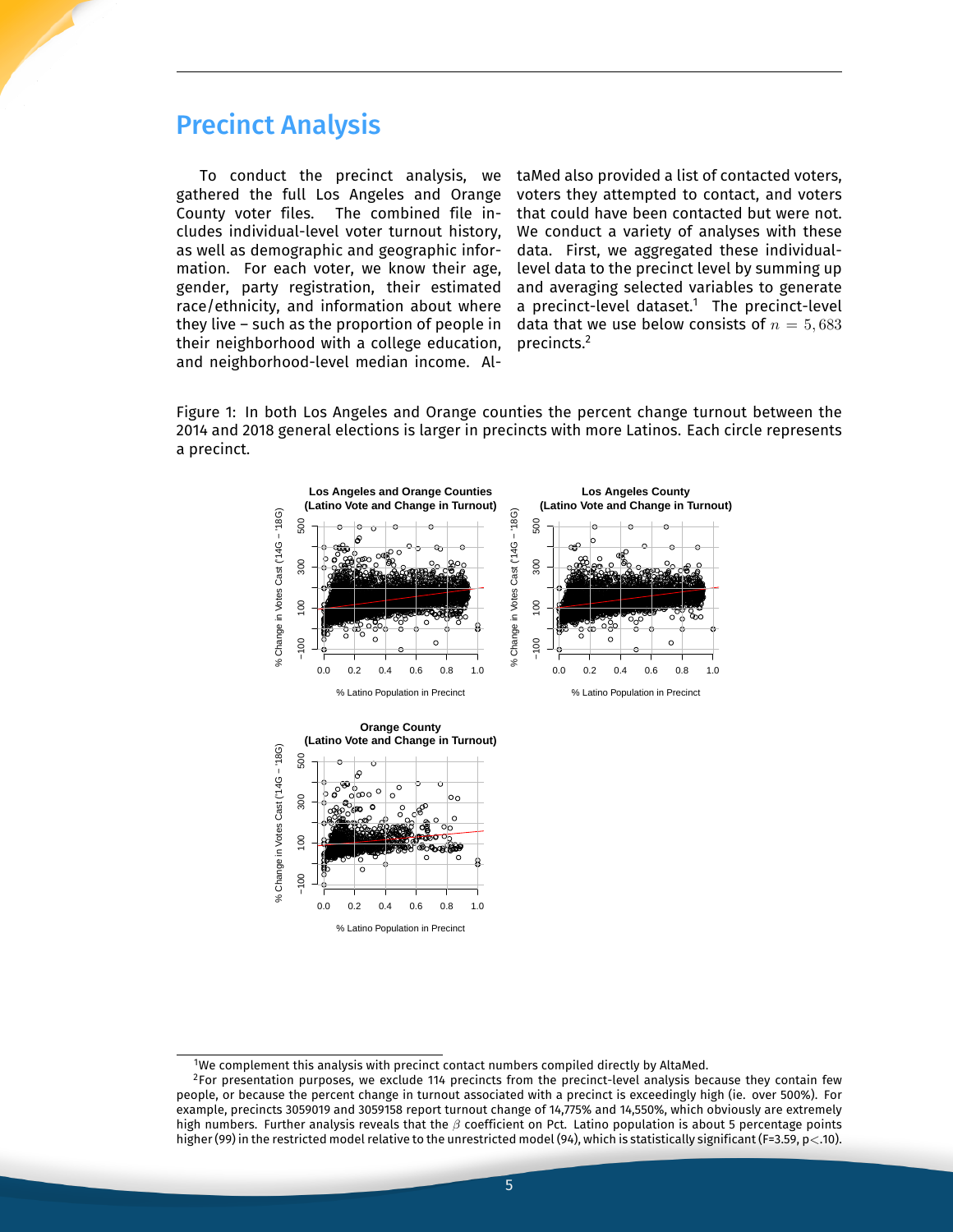## Precinct Analysis

To conduct the precinct analysis, we gathered the full Los Angeles and Orange County voter files. The combined file includes individual-level voter turnout history, as well as demographic and geographic information. For each voter, we know their age, gender, party registration, their estimated race/ethnicity, and information about where they live – such as the proportion of people in their neighborhood with a college education, and neighborhood-level median income. AltaMed also provided a list of contacted voters, voters they attempted to contact, and voters that could have been contacted but were not. We conduct a variety of analyses with these data. First, we aggregated these individual-level data to the precinct level by summing up and averaging selected variables to generate a precinct-level dataset.[1] The precinct-level data that we use below consists of $n = 5,683$ precincts.[2]

Figure 1: In both Los Angeles and Orange counties the percent change turnout between the 2014 and 2018 general elections is larger in precincts with more Latinos. Each circle represents a precinct.

[1] We complement this analysis with precinct contact numbers compiled directly by AltaMed.

[2] For presentation purposes, we exclude 114 precincts from the precinct-level analysis because they contain few people, or because the percent change in turnout associated with a precinct is exceedingly high (ie. over 500%). For example, precincts 3059019 and 3059158 report turnout change of 14,775% and 14,550%, which obviously are extremely high numbers. Further analysis reveals that the $\beta$ coefficient on Pct. Latino population is about 5 percentage points higher (99) in the restricted model relative to the unrestricted model (94), which is statistically significant (F=3.59, p$<$.10).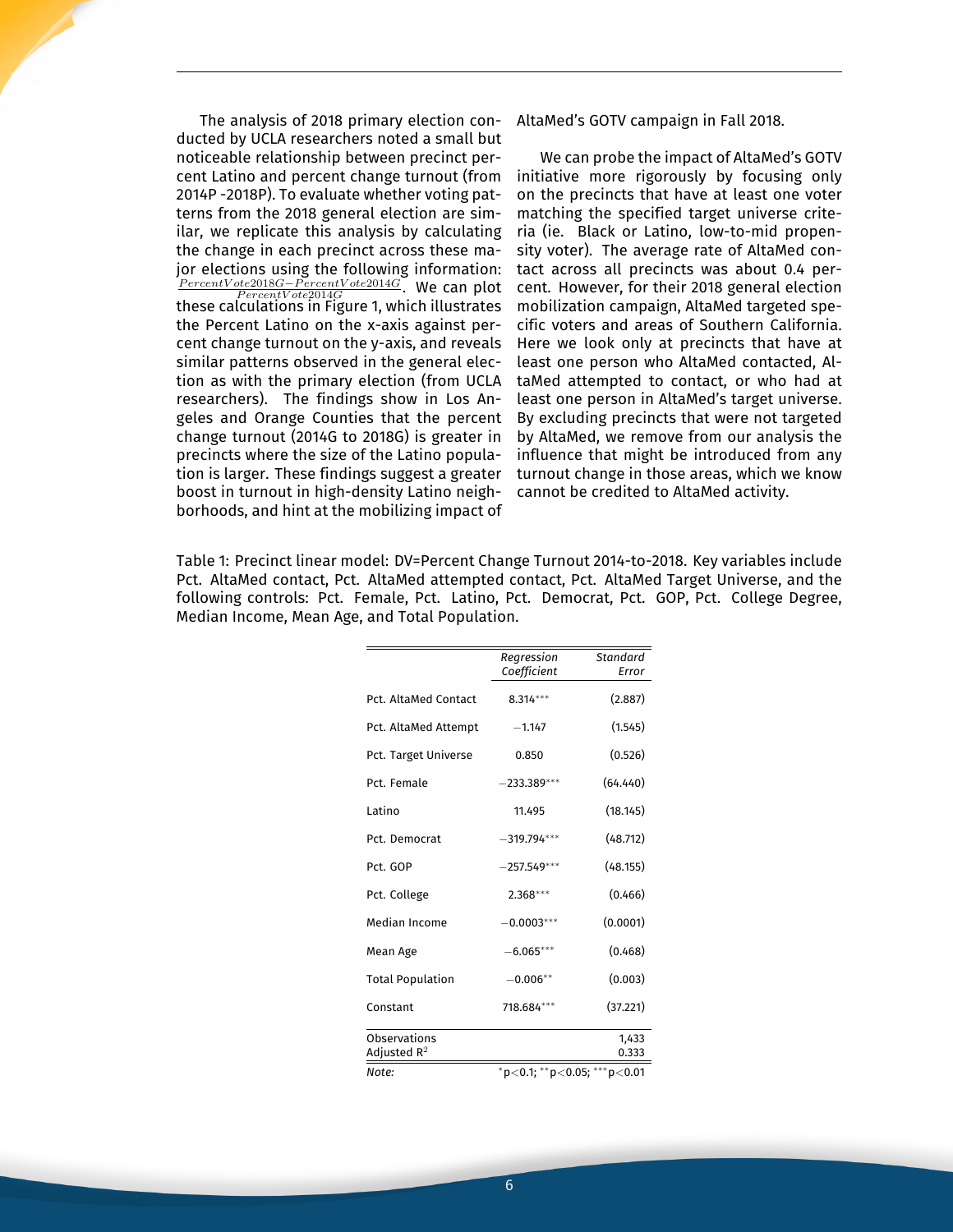The analysis of 2018 primary election conducted by UCLA researchers noted a small but noticeable relationship between precinct percent Latino and percent change turnout (from 2014P -2018P). To evaluate whether voting patterns from the 2018 general election are similar, we replicate this analysis by calculating the change in each precinct across these major elections using the following information: $\frac{PercentVote2018G - PercentVote2014G}{PercentVote2014G}$. We can plot these calculations in Figure 1, which illustrates the Percent Latino on the x-axis against percent change turnout on the y-axis, and reveals similar patterns observed in the general election as with the primary election (from UCLA researchers). The findings show in Los Angeles and Orange Counties that the percent change turnout (2014G to 2018G) is greater in precincts where the size of the Latino population is larger. These findings suggest a greater boost in turnout in high-density Latino neighborhoods, and hint at the mobilizing impact of AltaMed's GOTV campaign in Fall 2018.

We can probe the impact of AltaMed's GOTV initiative more rigorously by focusing only on the precincts that have at least one voter matching the specified target universe criteria (ie. Black or Latino, low-to-mid propensity voter). The average rate of AltaMed contact across all precincts was about 0.4 percent. However, for their 2018 general election mobilization campaign, AltaMed targeted specific voters and areas of Southern California. Here we look only at precincts that have at least one person who AltaMed contacted, AltaMed attempted to contact, or who had at least one person in AltaMed's target universe. By excluding precincts that were not targeted by AltaMed, we remove from our analysis the influence that might be introduced from any turnout change in those areas, which we know cannot be credited to AltaMed activity.

Table 1: Precinct linear model: DV=Percent Change Turnout 2014-to-2018. Key variables include Pct. AltaMed contact, Pct. AltaMed attempted contact, Pct. AltaMed Target Universe, and the following controls: Pct. Female, Pct. Latino, Pct. Democrat, Pct. GOP, Pct. College Degree, Median Income, Mean Age, and Total Population.

| | *Regression Coefficient* | *Standard Error* |
|---|---|---|
| Pct. AltaMed Contact | 8.314$^{***}$ | (2.887) |
| Pct. AltaMed Attempt | −1.147 | (1.545) |
| Pct. Target Universe | 0.850 | (0.526) |
| Pct. Female | −233.389$^{***}$ | (64.440) |
| Latino | 11.495 | (18.145) |
| Pct. Democrat | −319.794$^{***}$ | (48.712) |
| Pct. GOP | −257.549$^{***}$ | (48.155) |
| Pct. College | 2.368$^{***}$ | (0.466) |
| Median Income | −0.0003$^{***}$ | (0.0001) |
| Mean Age | −6.065$^{***}$ | (0.468) |
| Total Population | −0.006$^{**}$ | (0.003) |
| Constant | 718.684$^{***}$ | (37.221) |
| Observations | | 1,433 |
| Adjusted $R^2$ | | 0.333 |
| *Note:* | | $^{*}p<0.1$; $^{**}p<0.05$; $^{***}p<0.01$ |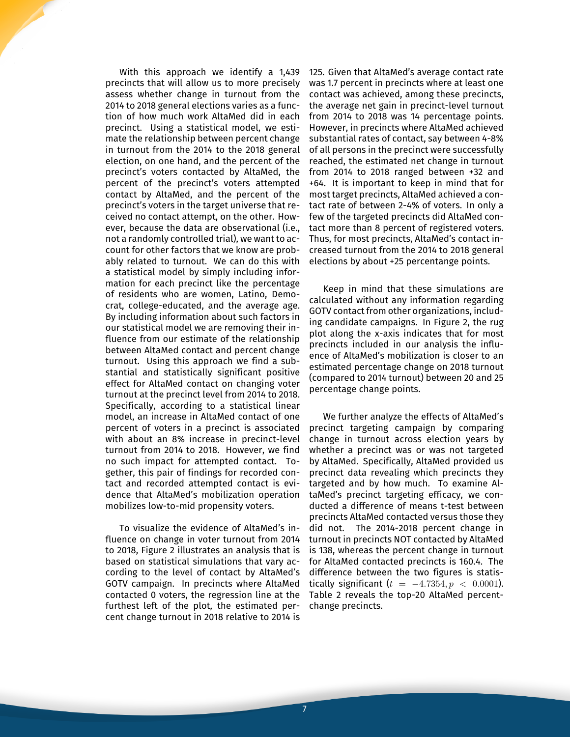With this approach we identify a 1,439 precincts that will allow us to more precisely assess whether change in turnout from the 2014 to 2018 general elections varies as a function of how much work AltaMed did in each precinct. Using a statistical model, we estimate the relationship between percent change in turnout from the 2014 to the 2018 general election, on one hand, and the percent of the precinct's voters contacted by AltaMed, the percent of the precinct's voters attempted contact by AltaMed, and the percent of the precinct's voters in the target universe that received no contact attempt, on the other. However, because the data are observational (i.e., not a randomly controlled trial), we want to account for other factors that we know are probably related to turnout. We can do this with a statistical model by simply including information for each precinct like the percentage of residents who are women, Latino, Democrat, college-educated, and the average age. By including information about such factors in our statistical model we are removing their influence from our estimate of the relationship between AltaMed contact and percent change turnout. Using this approach we find a substantial and statistically significant positive effect for AltaMed contact on changing voter turnout at the precinct level from 2014 to 2018. Specifically, according to a statistical linear model, an increase in AltaMed contact of one percent of voters in a precinct is associated with about an 8% increase in precinct-level turnout from 2014 to 2018. However, we find no such impact for attempted contact. Together, this pair of findings for recorded contact and recorded attempted contact is evidence that AltaMed's mobilization operation mobilizes low-to-mid propensity voters.

To visualize the evidence of AltaMed's influence on change in voter turnout from 2014 to 2018, Figure 2 illustrates an analysis that is based on statistical simulations that vary according to the level of contact by AltaMed's GOTV campaign. In precincts where AltaMed contacted 0 voters, the regression line at the furthest left of the plot, the estimated percent change turnout in 2018 relative to 2014 is 125. Given that AltaMed's average contact rate was 1.7 percent in precincts where at least one contact was achieved, among these precincts, the average net gain in precinct-level turnout from 2014 to 2018 was 14 percentage points. However, in precincts where AltaMed achieved substantial rates of contact, say between 4-8% of all persons in the precinct were successfully reached, the estimated net change in turnout from 2014 to 2018 ranged between +32 and +64. It is important to keep in mind that for most target precincts, AltaMed achieved a contact rate of between 2-4% of voters. In only a few of the targeted precincts did AltaMed contact more than 8 percent of registered voters. Thus, for most precincts, AltaMed's contact increased turnout from the 2014 to 2018 general elections by about +25 percentage points.

Keep in mind that these simulations are calculated without any information regarding GOTV contact from other organizations, including candidate campaigns. In Figure 2, the rug plot along the x-axis indicates that for most precincts included in our analysis the influence of AltaMed's mobilization is closer to an estimated percentage change on 2018 turnout (compared to 2014 turnout) between 20 and 25 percentage change points.

We further analyze the effects of AltaMed's precinct targeting campaign by comparing change in turnout across election years by whether a precinct was or was not targeted by AltaMed. Specifically, AltaMed provided us precinct data revealing which precincts they targeted and by how much. To examine AltaMed's precinct targeting efficacy, we conducted a difference of means t-test between precincts AltaMed contacted versus those they did not. The 2014-2018 percent change in turnout in precincts NOT contacted by AltaMed is 138, whereas the percent change in turnout for AltaMed contacted precincts is 160.4. The difference between the two figures is statistically significant ($t = -4.7354, p < 0.0001$). Table 2 reveals the top-20 AltaMed percent-change precincts.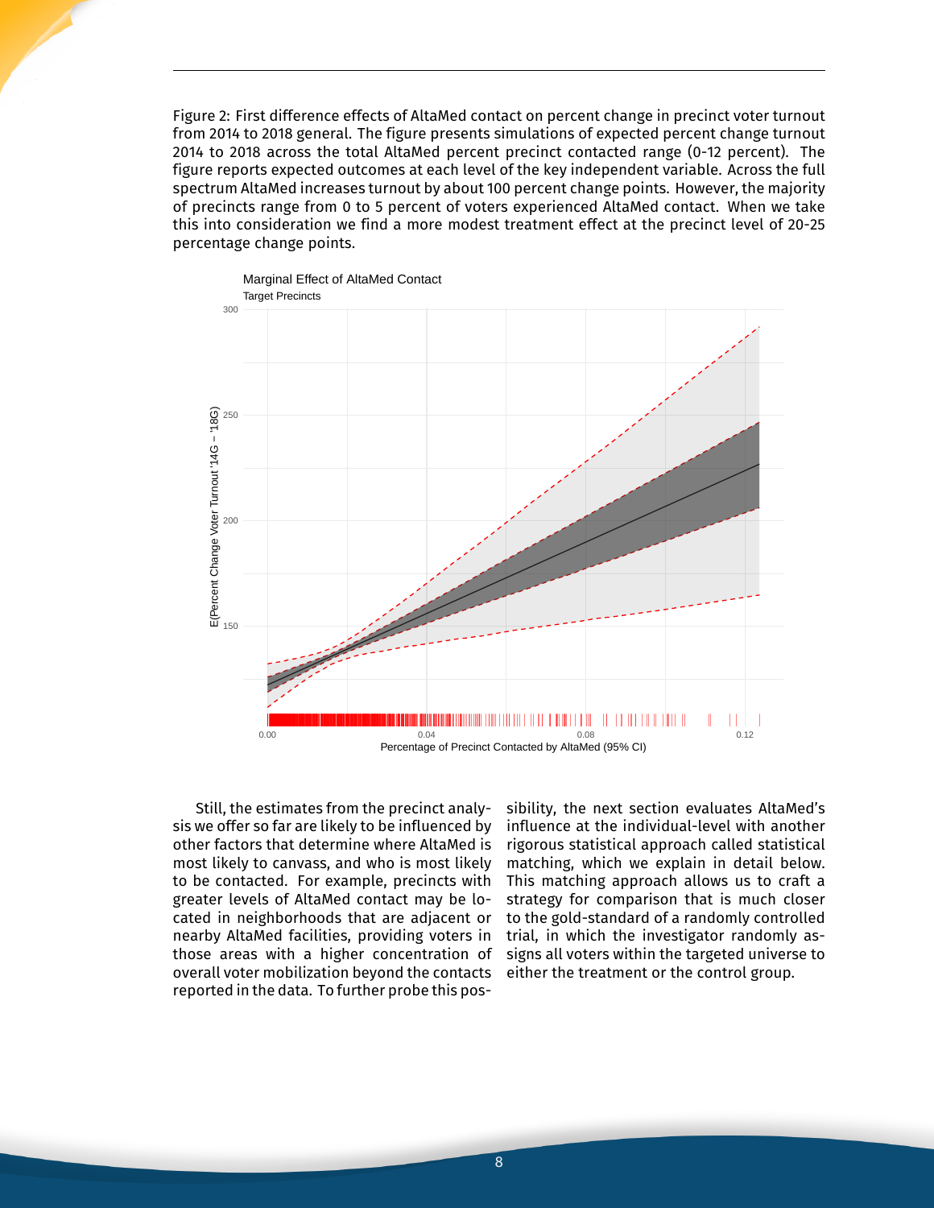Figure 2: First difference effects of AltaMed contact on percent change in precinct voter turnout from 2014 to 2018 general. The figure presents simulations of expected percent change turnout 2014 to 2018 across the total AltaMed percent precinct contacted range (0-12 percent). The figure reports expected outcomes at each level of the key independent variable. Across the full spectrum AltaMed increases turnout by about 100 percent change points. However, the majority of precincts range from 0 to 5 percent of voters experienced AltaMed contact. When we take this into consideration we find a more modest treatment effect at the precinct level of 20-25 percentage change points.

Still, the estimates from the precinct analysis we offer so far are likely to be influenced by other factors that determine where AltaMed is most likely to canvass, and who is most likely to be contacted. For example, precincts with greater levels of AltaMed contact may be located in neighborhoods that are adjacent or nearby AltaMed facilities, providing voters in those areas with a higher concentration of overall voter mobilization beyond the contacts reported in the data. To further probe this possibility, the next section evaluates AltaMed's influence at the individual-level with another rigorous statistical approach called statistical matching, which we explain in detail below. This matching approach allows us to craft a strategy for comparison that is much closer to the gold-standard of a randomly controlled trial, in which the investigator randomly assigns all voters within the targeted universe to either the treatment or the control group.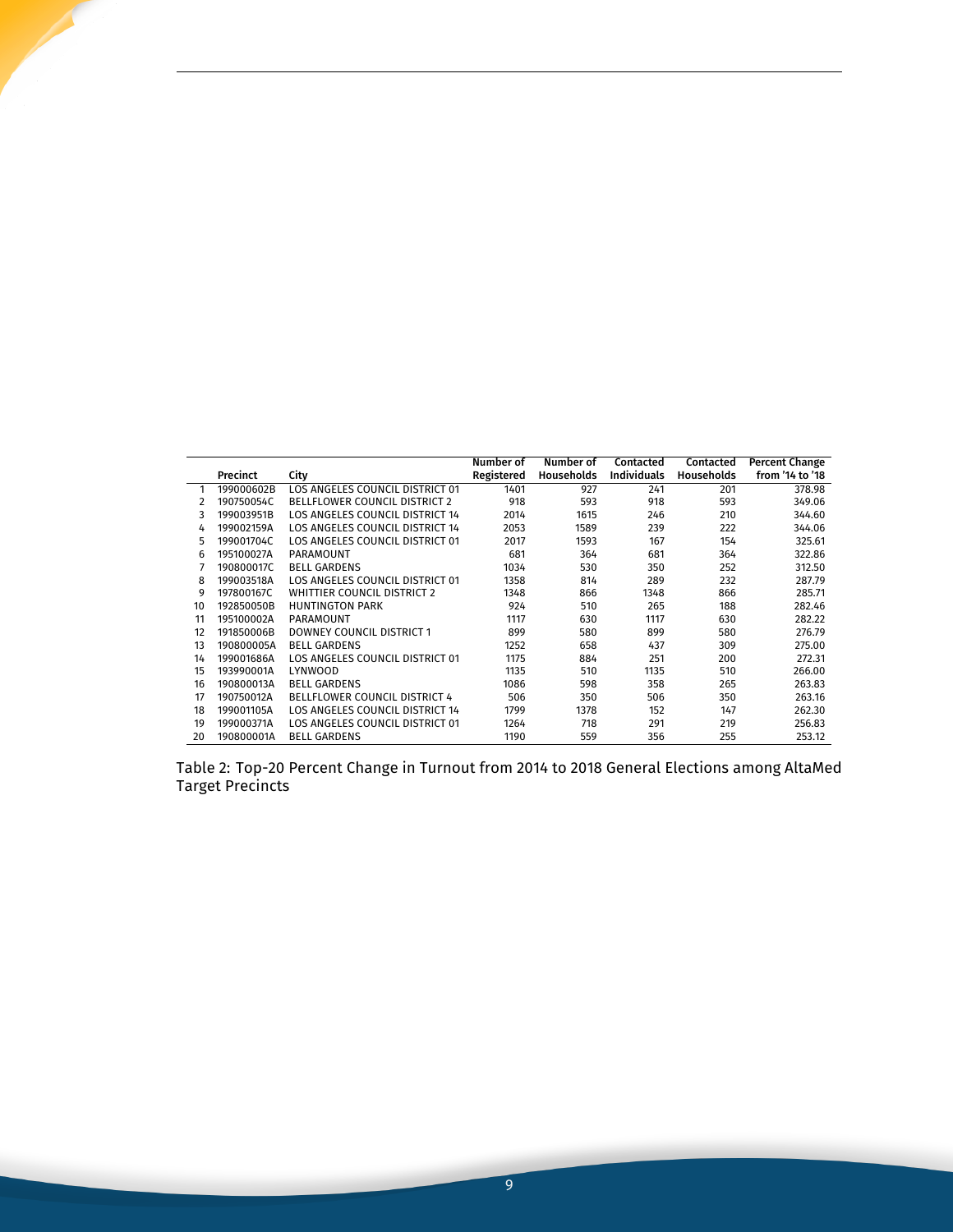| | Precinct | City | Number of Registered | Number of Households | Contacted Individuals | Contacted Households | Percent Change from '14 to '18 |
|---|---|---|---|---|---|---|---|
| 1 | 199000602B | LOS ANGELES COUNCIL DISTRICT 01 | 1401 | 927 | 241 | 201 | 378.98 |
| 2 | 190750054C | BELLFLOWER COUNCIL DISTRICT 2 | 918 | 593 | 918 | 593 | 349.06 |
| 3 | 199003951B | LOS ANGELES COUNCIL DISTRICT 14 | 2014 | 1615 | 246 | 210 | 344.60 |
| 4 | 199002159A | LOS ANGELES COUNCIL DISTRICT 14 | 2053 | 1589 | 239 | 222 | 344.06 |
| 5 | 199001704C | LOS ANGELES COUNCIL DISTRICT 01 | 2017 | 1593 | 167 | 154 | 325.61 |
| 6 | 195100027A | PARAMOUNT | 681 | 364 | 681 | 364 | 322.86 |
| 7 | 190800017C | BELL GARDENS | 1034 | 530 | 350 | 252 | 312.50 |
| 8 | 199003518A | LOS ANGELES COUNCIL DISTRICT 01 | 1358 | 814 | 289 | 232 | 287.79 |
| 9 | 197800167C | WHITTIER COUNCIL DISTRICT 2 | 1348 | 866 | 1348 | 866 | 285.71 |
| 10 | 192850050B | HUNTINGTON PARK | 924 | 510 | 265 | 188 | 282.46 |
| 11 | 195100002A | PARAMOUNT | 1117 | 630 | 1117 | 630 | 282.22 |
| 12 | 191850006B | DOWNEY COUNCIL DISTRICT 1 | 899 | 580 | 899 | 580 | 276.79 |
| 13 | 190800005A | BELL GARDENS | 1252 | 658 | 437 | 309 | 275.00 |
| 14 | 199001686A | LOS ANGELES COUNCIL DISTRICT 01 | 1175 | 884 | 251 | 200 | 272.31 |
| 15 | 193990001A | LYNWOOD | 1135 | 510 | 1135 | 510 | 266.00 |
| 16 | 190800013A | BELL GARDENS | 1086 | 598 | 358 | 265 | 263.83 |
| 17 | 190750012A | BELLFLOWER COUNCIL DISTRICT 4 | 506 | 350 | 506 | 350 | 263.16 |
| 18 | 199001105A | LOS ANGELES COUNCIL DISTRICT 14 | 1799 | 1378 | 152 | 147 | 262.30 |
| 19 | 199000371A | LOS ANGELES COUNCIL DISTRICT 01 | 1264 | 718 | 291 | 219 | 256.83 |
| 20 | 190800001A | BELL GARDENS | 1190 | 559 | 356 | 255 | 253.12 |

Table 2: Top-20 Percent Change in Turnout from 2014 to 2018 General Elections among AltaMed Target Precincts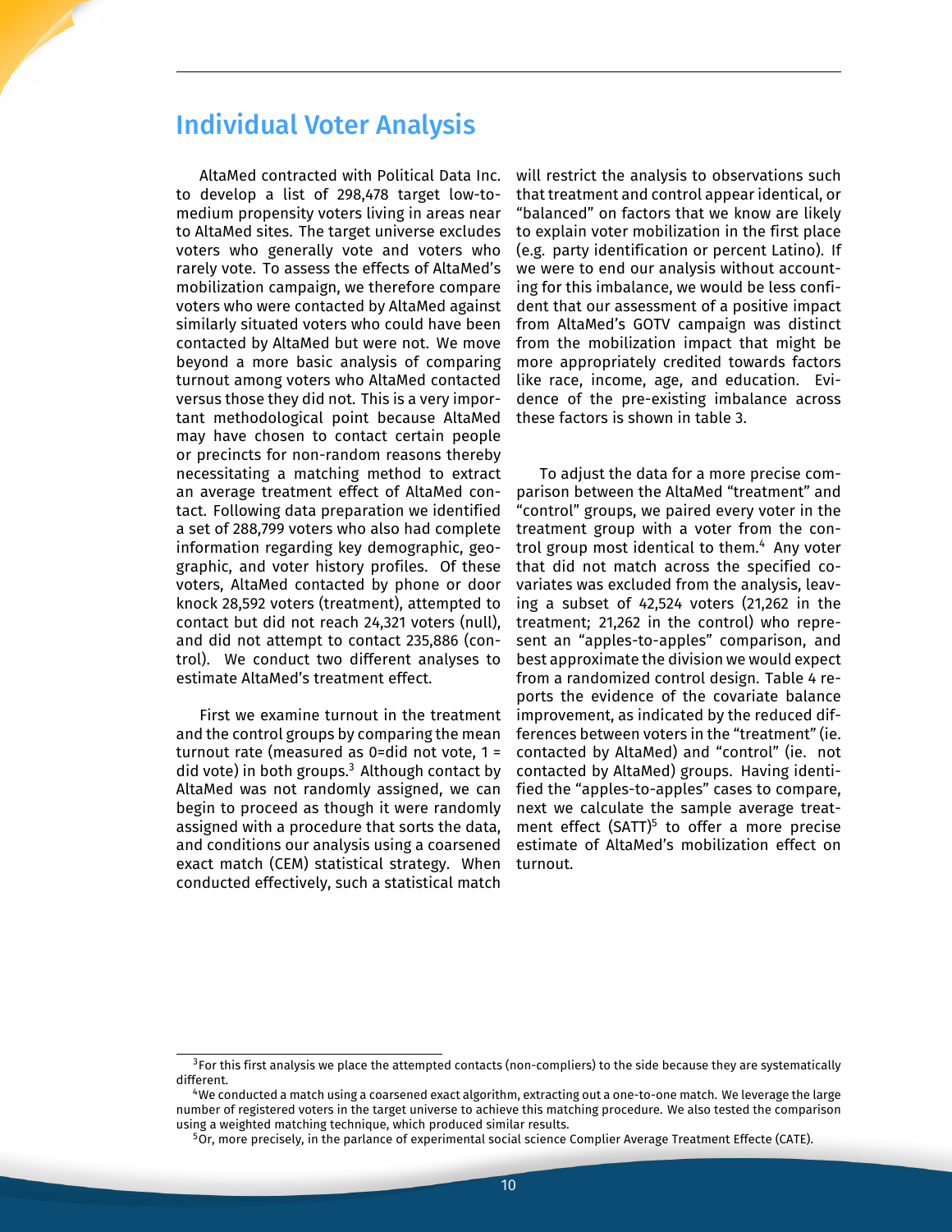## Individual Voter Analysis

AltaMed contracted with Political Data Inc. to develop a list of 298,478 target low-to-medium propensity voters living in areas near to AltaMed sites. The target universe excludes voters who generally vote and voters who rarely vote. To assess the effects of AltaMed's mobilization campaign, we therefore compare voters who were contacted by AltaMed against similarly situated voters who could have been contacted by AltaMed but were not. We move beyond a more basic analysis of comparing turnout among voters who AltaMed contacted versus those they did not. This is a very important methodological point because AltaMed may have chosen to contact certain people or precincts for non-random reasons thereby necessitating a matching method to extract an average treatment effect of AltaMed contact. Following data preparation we identified a set of 288,799 voters who also had complete information regarding key demographic, geographic, and voter history profiles. Of these voters, AltaMed contacted by phone or door knock 28,592 voters (treatment), attempted to contact but did not reach 24,321 voters (null), and did not attempt to contact 235,886 (control). We conduct two different analyses to estimate AltaMed's treatment effect.

First we examine turnout in the treatment and the control groups by comparing the mean turnout rate (measured as 0=did not vote, 1 = did vote) in both groups.[3] Although contact by AltaMed was not randomly assigned, we can begin to proceed as though it were randomly assigned with a procedure that sorts the data, and conditions our analysis using a coarsened exact match (CEM) statistical strategy. When conducted effectively, such a statistical match will restrict the analysis to observations such that treatment and control appear identical, or "balanced" on factors that we know are likely to explain voter mobilization in the first place (e.g. party identification or percent Latino). If we were to end our analysis without accounting for this imbalance, we would be less confident that our assessment of a positive impact from AltaMed's GOTV campaign was distinct from the mobilization impact that might be more appropriately credited towards factors like race, income, age, and education. Evidence of the pre-existing imbalance across these factors is shown in table 3.

To adjust the data for a more precise comparison between the AltaMed "treatment" and "control" groups, we paired every voter in the treatment group with a voter from the control group most identical to them.[4] Any voter that did not match across the specified covariates was excluded from the analysis, leaving a subset of 42,524 voters (21,262 in the treatment; 21,262 in the control) who represent an "apples-to-apples" comparison, and best approximate the division we would expect from a randomized control design. Table 4 reports the evidence of the covariate balance improvement, as indicated by the reduced differences between voters in the "treatment" (ie. contacted by AltaMed) and "control" (ie. not contacted by AltaMed) groups. Having identified the "apples-to-apples" cases to compare, next we calculate the sample average treatment effect (SATT)[5] to offer a more precise estimate of AltaMed's mobilization effect on turnout.

---

[3] For this first analysis we place the attempted contacts (non-compliers) to the side because they are systematically different.

[4] We conducted a match using a coarsened exact algorithm, extracting out a one-to-one match. We leverage the large number of registered voters in the target universe to achieve this matching procedure. We also tested the comparison using a weighted matching technique, which produced similar results.

[5] Or, more precisely, in the parlance of experimental social science Complier Average Treatment Effecte (CATE).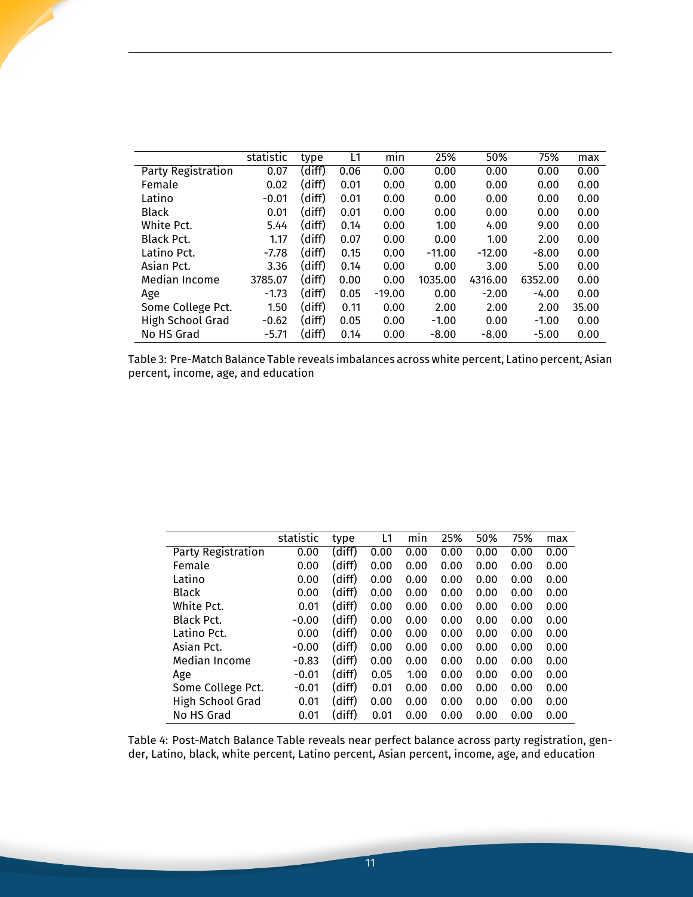| | statistic | type | L1 | min | 25% | 50% | 75% | max |
|---|---|---|---|---|---|---|---|---|
| Party Registration | 0.07 | (diff) | 0.06 | 0.00 | 0.00 | 0.00 | 0.00 | 0.00 |
| Female | 0.02 | (diff) | 0.01 | 0.00 | 0.00 | 0.00 | 0.00 | 0.00 |
| Latino | -0.01 | (diff) | 0.01 | 0.00 | 0.00 | 0.00 | 0.00 | 0.00 |
| Black | 0.01 | (diff) | 0.01 | 0.00 | 0.00 | 0.00 | 0.00 | 0.00 |
| White Pct. | 5.44 | (diff) | 0.14 | 0.00 | 1.00 | 4.00 | 9.00 | 0.00 |
| Black Pct. | 1.17 | (diff) | 0.07 | 0.00 | 0.00 | 1.00 | 2.00 | 0.00 |
| Latino Pct. | -7.78 | (diff) | 0.15 | 0.00 | -11.00 | -12.00 | -8.00 | 0.00 |
| Asian Pct. | 3.36 | (diff) | 0.14 | 0.00 | 0.00 | 3.00 | 5.00 | 0.00 |
| Median Income | 3785.07 | (diff) | 0.00 | 0.00 | 1035.00 | 4316.00 | 6352.00 | 0.00 |
| Age | -1.73 | (diff) | 0.05 | -19.00 | 0.00 | -2.00 | -4.00 | 0.00 |
| Some College Pct. | 1.50 | (diff) | 0.11 | 0.00 | 2.00 | 2.00 | 2.00 | 35.00 |
| High School Grad | -0.62 | (diff) | 0.05 | 0.00 | -1.00 | 0.00 | -1.00 | 0.00 |
| No HS Grad | -5.71 | (diff) | 0.14 | 0.00 | -8.00 | -8.00 | -5.00 | 0.00 |

Table 3: Pre-Match Balance Table reveals imbalances across white percent, Latino percent, Asian percent, income, age, and education

| | statistic | type | L1 | min | 25% | 50% | 75% | max |
|---|---|---|---|---|---|---|---|---|
| Party Registration | 0.00 | (diff) | 0.00 | 0.00 | 0.00 | 0.00 | 0.00 | 0.00 |
| Female | 0.00 | (diff) | 0.00 | 0.00 | 0.00 | 0.00 | 0.00 | 0.00 |
| Latino | 0.00 | (diff) | 0.00 | 0.00 | 0.00 | 0.00 | 0.00 | 0.00 |
| Black | 0.00 | (diff) | 0.00 | 0.00 | 0.00 | 0.00 | 0.00 | 0.00 |
| White Pct. | 0.01 | (diff) | 0.00 | 0.00 | 0.00 | 0.00 | 0.00 | 0.00 |
| Black Pct. | -0.00 | (diff) | 0.00 | 0.00 | 0.00 | 0.00 | 0.00 | 0.00 |
| Latino Pct. | 0.00 | (diff) | 0.00 | 0.00 | 0.00 | 0.00 | 0.00 | 0.00 |
| Asian Pct. | -0.00 | (diff) | 0.00 | 0.00 | 0.00 | 0.00 | 0.00 | 0.00 |
| Median Income | -0.83 | (diff) | 0.00 | 0.00 | 0.00 | 0.00 | 0.00 | 0.00 |
| Age | -0.01 | (diff) | 0.05 | 1.00 | 0.00 | 0.00 | 0.00 | 0.00 |
| Some College Pct. | -0.01 | (diff) | 0.01 | 0.00 | 0.00 | 0.00 | 0.00 | 0.00 |
| High School Grad | 0.01 | (diff) | 0.00 | 0.00 | 0.00 | 0.00 | 0.00 | 0.00 |
| No HS Grad | 0.01 | (diff) | 0.01 | 0.00 | 0.00 | 0.00 | 0.00 | 0.00 |

Table 4: Post-Match Balance Table reveals near perfect balance across party registration, gender, Latino, black, white percent, Latino percent, Asian percent, income, age, and education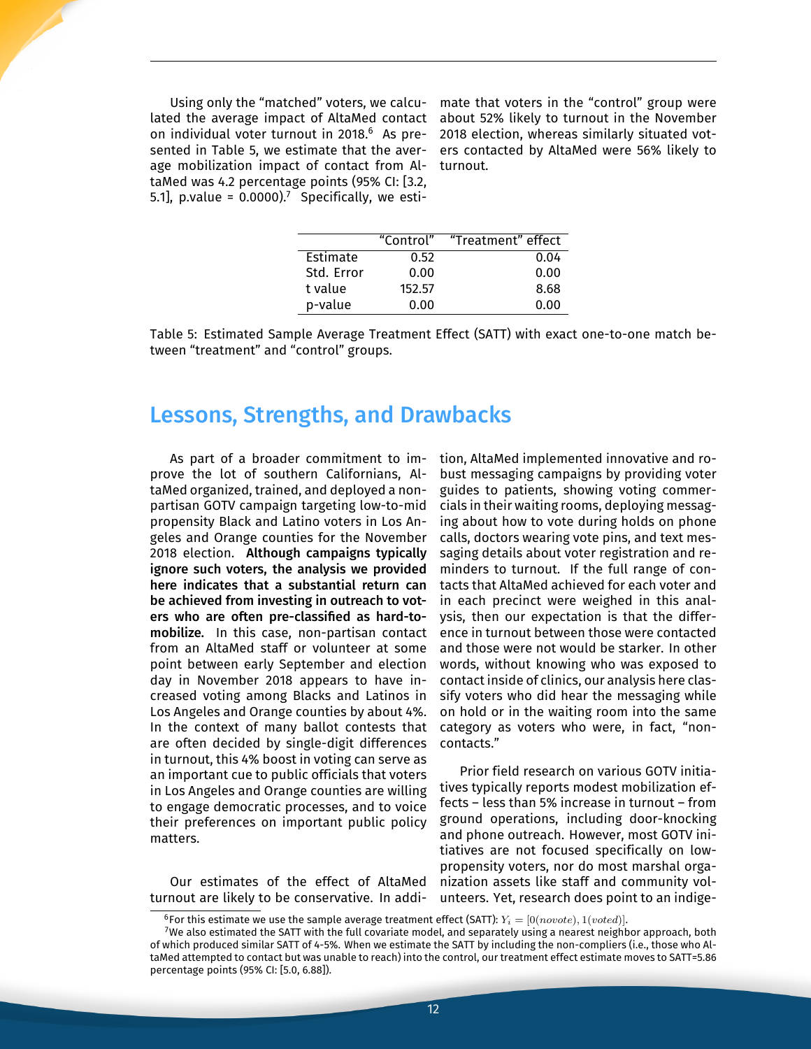Using only the "matched" voters, we calculated the average impact of AltaMed contact on individual voter turnout in 2018.[6] As presented in Table 5, we estimate that the average mobilization impact of contact from AltaMed was 4.2 percentage points (95% CI: [3.2, 5.1], p.value = 0.0000).[7] Specifically, we estimate that voters in the "control" group were about 52% likely to turnout in the November 2018 election, whereas similarly situated voters contacted by AltaMed were 56% likely to turnout.

| | "Control" | "Treatment" effect |
|---|---|---|
| Estimate | 0.52 | 0.04 |
| Std. Error | 0.00 | 0.00 |
| t value | 152.57 | 8.68 |
| p-value | 0.00 | 0.00 |

Table 5: Estimated Sample Average Treatment Effect (SATT) with exact one-to-one match between "treatment" and "control" groups.

## Lessons, Strengths, and Drawbacks

As part of a broader commitment to improve the lot of southern Californians, AltaMed organized, trained, and deployed a non-partisan GOTV campaign targeting low-to-mid propensity Black and Latino voters in Los Angeles and Orange counties for the November 2018 election. **Although campaigns typically ignore such voters, the analysis we provided here indicates that a substantial return can be achieved from investing in outreach to voters who are often pre-classified as hard-to-mobilize.** In this case, non-partisan contact from an AltaMed staff or volunteer at some point between early September and election day in November 2018 appears to have increased voting among Blacks and Latinos in Los Angeles and Orange counties by about 4%. In the context of many ballot contests that are often decided by single-digit differences in turnout, this 4% boost in voting can serve as an important cue to public officials that voters in Los Angeles and Orange counties are willing to engage democratic processes, and to voice their preferences on important public policy matters.

Our estimates of the effect of AltaMed turnout are likely to be conservative. In addition, AltaMed implemented innovative and robust messaging campaigns by providing voter guides to patients, showing voting commercials in their waiting rooms, deploying messaging about how to vote during holds on phone calls, doctors wearing vote pins, and text messaging details about voter registration and reminders to turnout. If the full range of contacts that AltaMed achieved for each voter and in each precinct were weighed in this analysis, then our expectation is that the difference in turnout between those were contacted and those were not would be starker. In other words, without knowing who was exposed to contact inside of clinics, our analysis here classify voters who did hear the messaging while on hold or in the waiting room into the same category as voters who were, in fact, "non-contacts."

Prior field research on various GOTV initiatives typically reports modest mobilization effects – less than 5% increase in turnout – from ground operations, including door-knocking and phone outreach. However, most GOTV initiatives are not focused specifically on low-propensity voters, nor do most marshal organization assets like staff and community volunteers. Yet, research does point to an indige-

[6] For this estimate we use the sample average treatment effect (SATT): $Y_i = [0(novote), 1(voted)]$.

[7] We also estimated the SATT with the full covariate model, and separately using a nearest neighbor approach, both of which produced similar SATT of 4-5%. When we estimate the SATT by including the non-compliers (i.e., those who AltaMed attempted to contact but was unable to reach) into the control, our treatment effect estimate moves to SATT=5.86 percentage points (95% CI: [5.0, 6.88]).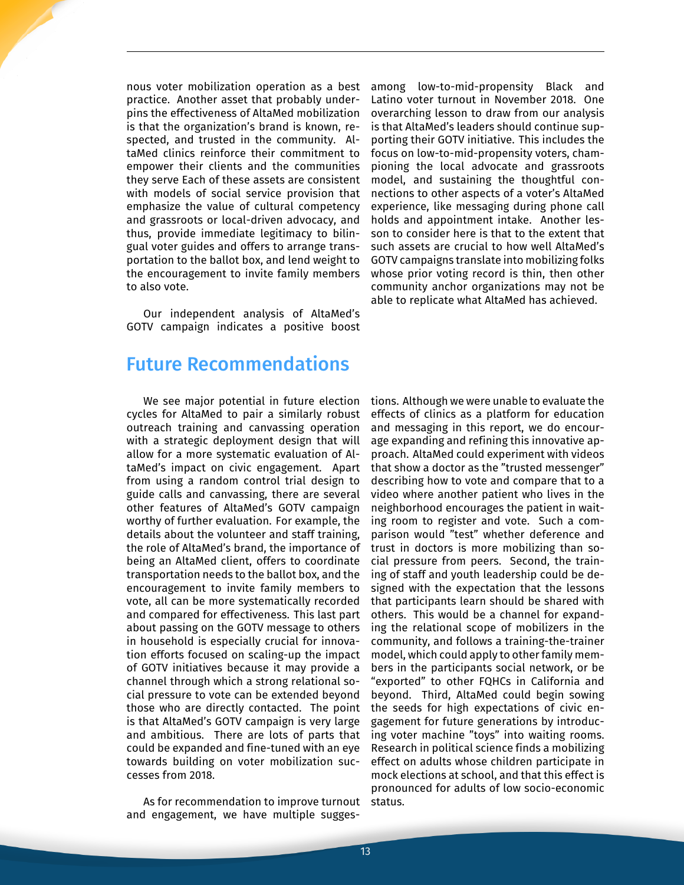nous voter mobilization operation as a best practice. Another asset that probably underpins the effectiveness of AltaMed mobilization is that the organization's brand is known, respected, and trusted in the community. AltaMed clinics reinforce their commitment to empower their clients and the communities they serve Each of these assets are consistent with models of social service provision that emphasize the value of cultural competency and grassroots or local-driven advocacy, and thus, provide immediate legitimacy to bilingual voter guides and offers to arrange transportation to the ballot box, and lend weight to the encouragement to invite family members to also vote.

Our independent analysis of AltaMed's GOTV campaign indicates a positive boost among low-to-mid-propensity Black and Latino voter turnout in November 2018. One overarching lesson to draw from our analysis is that AltaMed's leaders should continue supporting their GOTV initiative. This includes the focus on low-to-mid-propensity voters, championing the local advocate and grassroots model, and sustaining the thoughtful connections to other aspects of a voter's AltaMed experience, like messaging during phone call holds and appointment intake. Another lesson to consider here is that to the extent that such assets are crucial to how well AltaMed's GOTV campaigns translate into mobilizing folks whose prior voting record is thin, then other community anchor organizations may not be able to replicate what AltaMed has achieved.

## Future Recommendations

We see major potential in future election cycles for AltaMed to pair a similarly robust outreach training and canvassing operation with a strategic deployment design that will allow for a more systematic evaluation of AltaMed's impact on civic engagement. Apart from using a random control trial design to guide calls and canvassing, there are several other features of AltaMed's GOTV campaign worthy of further evaluation. For example, the details about the volunteer and staff training, the role of AltaMed's brand, the importance of being an AltaMed client, offers to coordinate transportation needs to the ballot box, and the encouragement to invite family members to vote, all can be more systematically recorded and compared for effectiveness. This last part about passing on the GOTV message to others in household is especially crucial for innovation efforts focused on scaling-up the impact of GOTV initiatives because it may provide a channel through which a strong relational social pressure to vote can be extended beyond those who are directly contacted. The point is that AltaMed's GOTV campaign is very large and ambitious. There are lots of parts that could be expanded and fine-tuned with an eye towards building on voter mobilization successes from 2018.

As for recommendation to improve turnout and engagement, we have multiple suggestions. Although we were unable to evaluate the effects of clinics as a platform for education and messaging in this report, we do encourage expanding and refining this innovative approach. AltaMed could experiment with videos that show a doctor as the "trusted messenger" describing how to vote and compare that to a video where another patient who lives in the neighborhood encourages the patient in waiting room to register and vote. Such a comparison would "test" whether deference and trust in doctors is more mobilizing than social pressure from peers. Second, the training of staff and youth leadership could be designed with the expectation that the lessons that participants learn should be shared with others. This would be a channel for expanding the relational scope of mobilizers in the community, and follows a training-the-trainer model, which could apply to other family members in the participants social network, or be "exported" to other FQHCs in California and beyond. Third, AltaMed could begin sowing the seeds for high expectations of civic engagement for future generations by introducing voter machine "toys" into waiting rooms. Research in political science finds a mobilizing effect on adults whose children participate in mock elections at school, and that this effect is pronounced for adults of low socio-economic status.